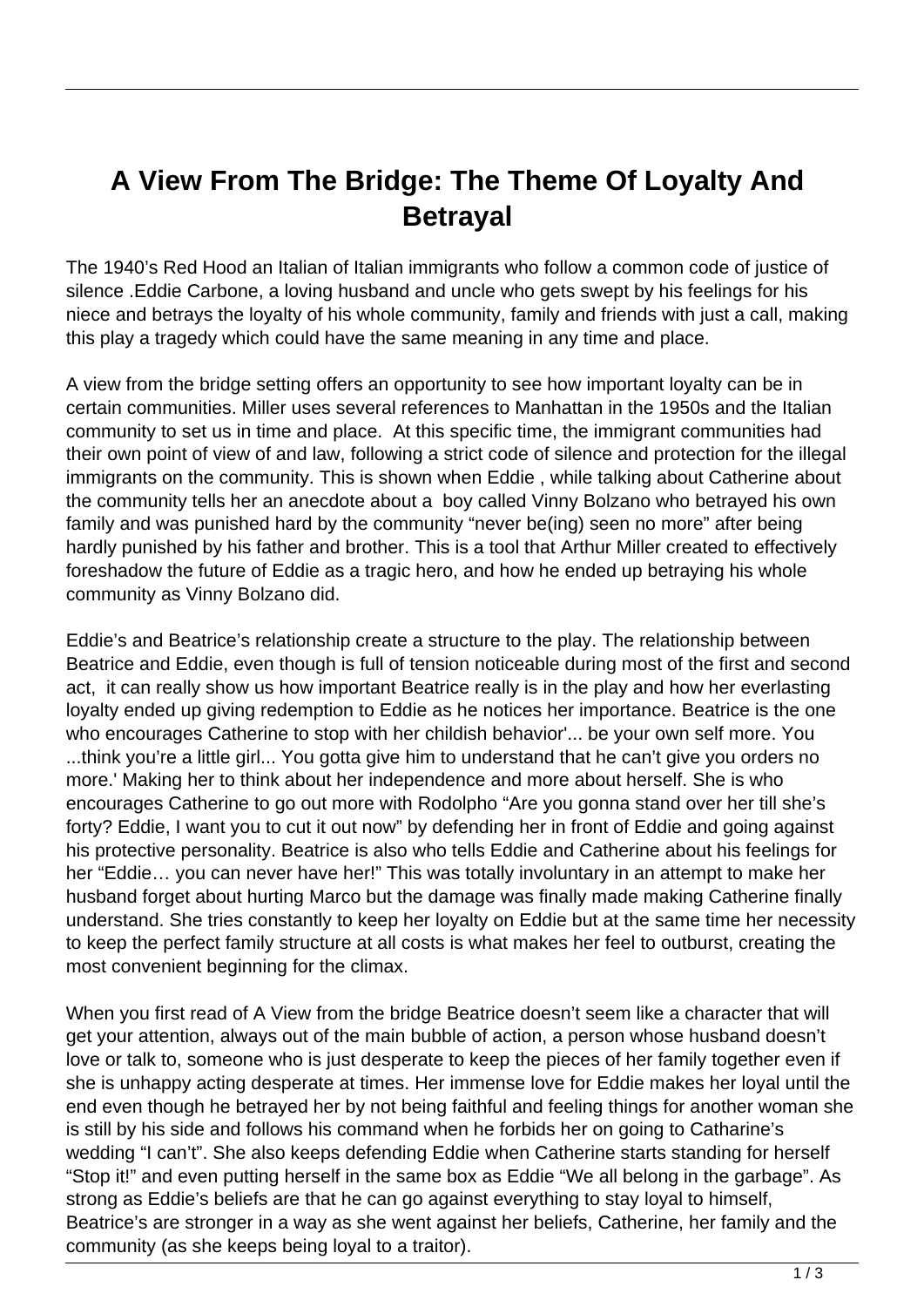# A View From The Bridge: The Theme Of Loyalty And Betrayal

The 1940's Red Hood an Italian of Italian immigrants who follow a common code of justice of silence .Eddie Carbone, a loving husband and uncle who gets swept by his feelings for his niece and betrays the loyalty of his whole community, family and friends with just a call, making this play a tragedy which could have the same meaning in any time and place.

A view from the bridge setting offers an opportunity to see how important loyalty can be in certain communities. Miller uses several references to Manhattan in the 1950s and the Italian community to set us in time and place. At this specific time, the immigrant communities had their own point of view of and law, following a strict code of silence and protection for the illegal immigrants on the community. This is shown when Eddie , while talking about Catherine about the community tells her an anecdote about a boy called Vinny Bolzano who betrayed his own family and was punished hard by the community "never be(ing) seen no more" after being hardly punished by his father and brother. This is a tool that Arthur Miller created to effectively foreshadow the future of Eddie as a tragic hero, and how he ended up betraying his whole community as Vinny Bolzano did.

Eddie's and Beatrice's relationship create a structure to the play. The relationship between Beatrice and Eddie, even though is full of tension noticeable during most of the first and second act, it can really show us how important Beatrice really is in the play and how her everlasting loyalty ended up giving redemption to Eddie as he notices her importance. Beatrice is the one who encourages Catherine to stop with her childish behavior'... be your own self more. You ...think you're a little girl... You gotta give him to understand that he can't give you orders no more.' Making her to think about her independence and more about herself. She is who encourages Catherine to go out more with Rodolpho "Are you gonna stand over her till she's forty? Eddie, I want you to cut it out now" by defending her in front of Eddie and going against his protective personality. Beatrice is also who tells Eddie and Catherine about his feelings for her "Eddie… you can never have her!" This was totally involuntary in an attempt to make her husband forget about hurting Marco but the damage was finally made making Catherine finally understand. She tries constantly to keep her loyalty on Eddie but at the same time her necessity to keep the perfect family structure at all costs is what makes her feel to outburst, creating the most convenient beginning for the climax.

When you first read of A View from the bridge Beatrice doesn't seem like a character that will get your attention, always out of the main bubble of action, a person whose husband doesn't love or talk to, someone who is just desperate to keep the pieces of her family together even if she is unhappy acting desperate at times. Her immense love for Eddie makes her loyal until the end even though he betrayed her by not being faithful and feeling things for another woman she is still by his side and follows his command when he forbids her on going to Catharine's wedding "I can't". She also keeps defending Eddie when Catherine starts standing for herself "Stop it!" and even putting herself in the same box as Eddie "We all belong in the garbage". As strong as Eddie's beliefs are that he can go against everything to stay loyal to himself, Beatrice's are stronger in a way as she went against her beliefs, Catherine, her family and the community (as she keeps being loyal to a traitor).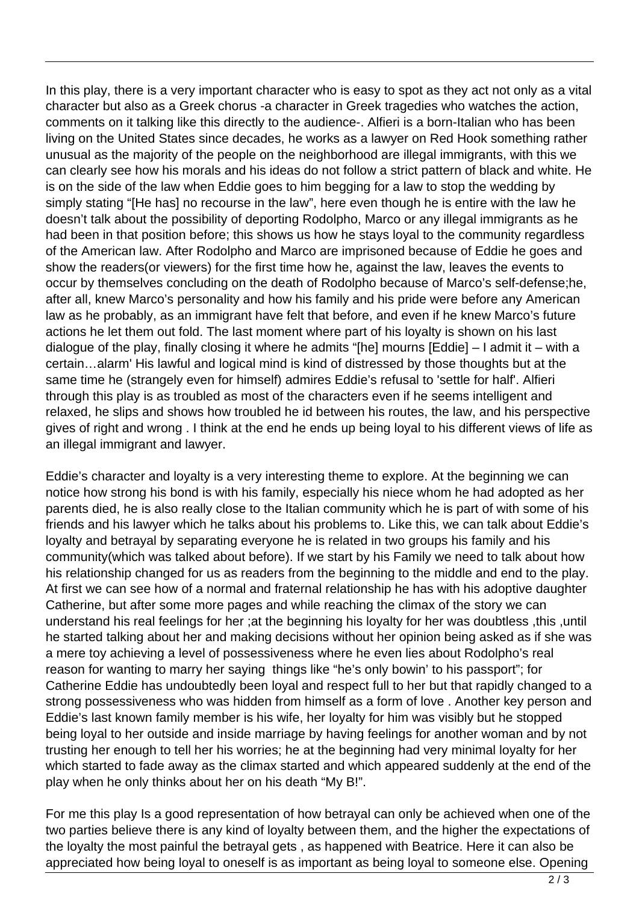In this play, there is a very important character who is easy to spot as they act not only as a vital character but also as a Greek chorus -a character in Greek tragedies who watches the action, comments on it talking like this directly to the audience-. Alfieri is a born-Italian who has been living on the United States since decades, he works as a lawyer on Red Hook something rather unusual as the majority of the people on the neighborhood are illegal immigrants, with this we can clearly see how his morals and his ideas do not follow a strict pattern of black and white. He is on the side of the law when Eddie goes to him begging for a law to stop the wedding by simply stating "[He has] no recourse in the law", here even though he is entire with the law he doesn't talk about the possibility of deporting Rodolpho, Marco or any illegal immigrants as he had been in that position before; this shows us how he stays loyal to the community regardless of the American law. After Rodolpho and Marco are imprisoned because of Eddie he goes and show the readers(or viewers) for the first time how he, against the law, leaves the events to occur by themselves concluding on the death of Rodolpho because of Marco's self-defense;he, after all, knew Marco's personality and how his family and his pride were before any American law as he probably, as an immigrant have felt that before, and even if he knew Marco's future actions he let them out fold. The last moment where part of his loyalty is shown on his last dialogue of the play, finally closing it where he admits "[he] mourns [Eddie] – I admit it – with a certain…alarm' His lawful and logical mind is kind of distressed by those thoughts but at the same time he (strangely even for himself) admires Eddie's refusal to 'settle for half'. Alfieri through this play is as troubled as most of the characters even if he seems intelligent and relaxed, he slips and shows how troubled he id between his routes, the law, and his perspective gives of right and wrong . I think at the end he ends up being loyal to his different views of life as an illegal immigrant and lawyer.

Eddie's character and loyalty is a very interesting theme to explore. At the beginning we can notice how strong his bond is with his family, especially his niece whom he had adopted as her parents died, he is also really close to the Italian community which he is part of with some of his friends and his lawyer which he talks about his problems to. Like this, we can talk about Eddie's loyalty and betrayal by separating everyone he is related in two groups his family and his community(which was talked about before). If we start by his Family we need to talk about how his relationship changed for us as readers from the beginning to the middle and end to the play. At first we can see how of a normal and fraternal relationship he has with his adoptive daughter Catherine, but after some more pages and while reaching the climax of the story we can understand his real feelings for her ;at the beginning his loyalty for her was doubtless ,this ,until he started talking about her and making decisions without her opinion being asked as if she was a mere toy achieving a level of possessiveness where he even lies about Rodolpho's real reason for wanting to marry her saying things like "he's only bowin' to his passport"; for Catherine Eddie has undoubtedly been loyal and respect full to her but that rapidly changed to a strong possessiveness who was hidden from himself as a form of love . Another key person and Eddie's last known family member is his wife, her loyalty for him was visibly but he stopped being loyal to her outside and inside marriage by having feelings for another woman and by not trusting her enough to tell her his worries; he at the beginning had very minimal loyalty for her which started to fade away as the climax started and which appeared suddenly at the end of the play when he only thinks about her on his death "My B!".

For me this play Is a good representation of how betrayal can only be achieved when one of the two parties believe there is any kind of loyalty between them, and the higher the expectations of the loyalty the most painful the betrayal gets , as happened with Beatrice. Here it can also be appreciated how being loyal to oneself is as important as being loyal to someone else. Opening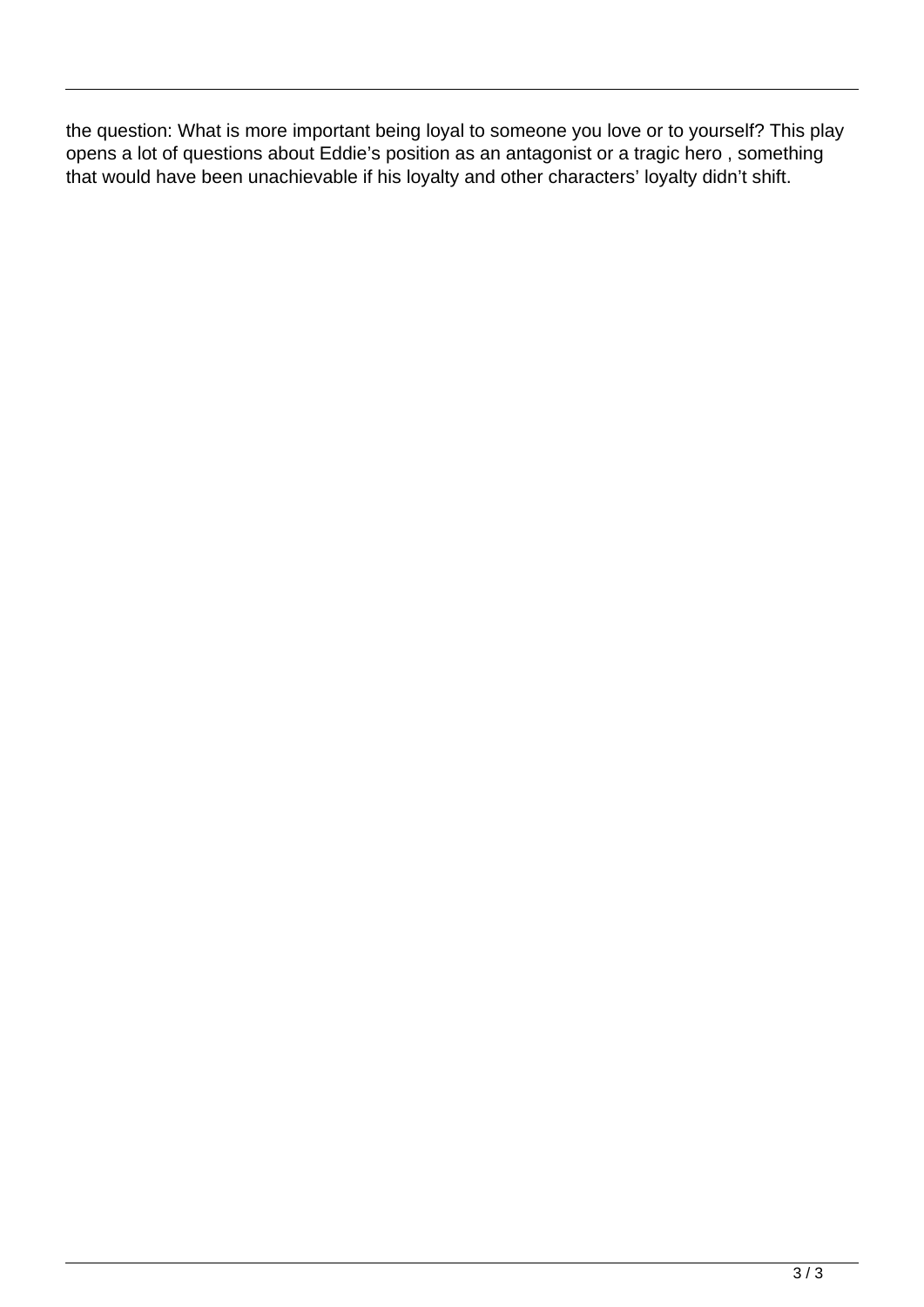the question: What is more important being loyal to someone you love or to yourself? This play opens a lot of questions about Eddie's position as an antagonist or a tragic hero , something that would have been unachievable if his loyalty and other characters' loyalty didn't shift.